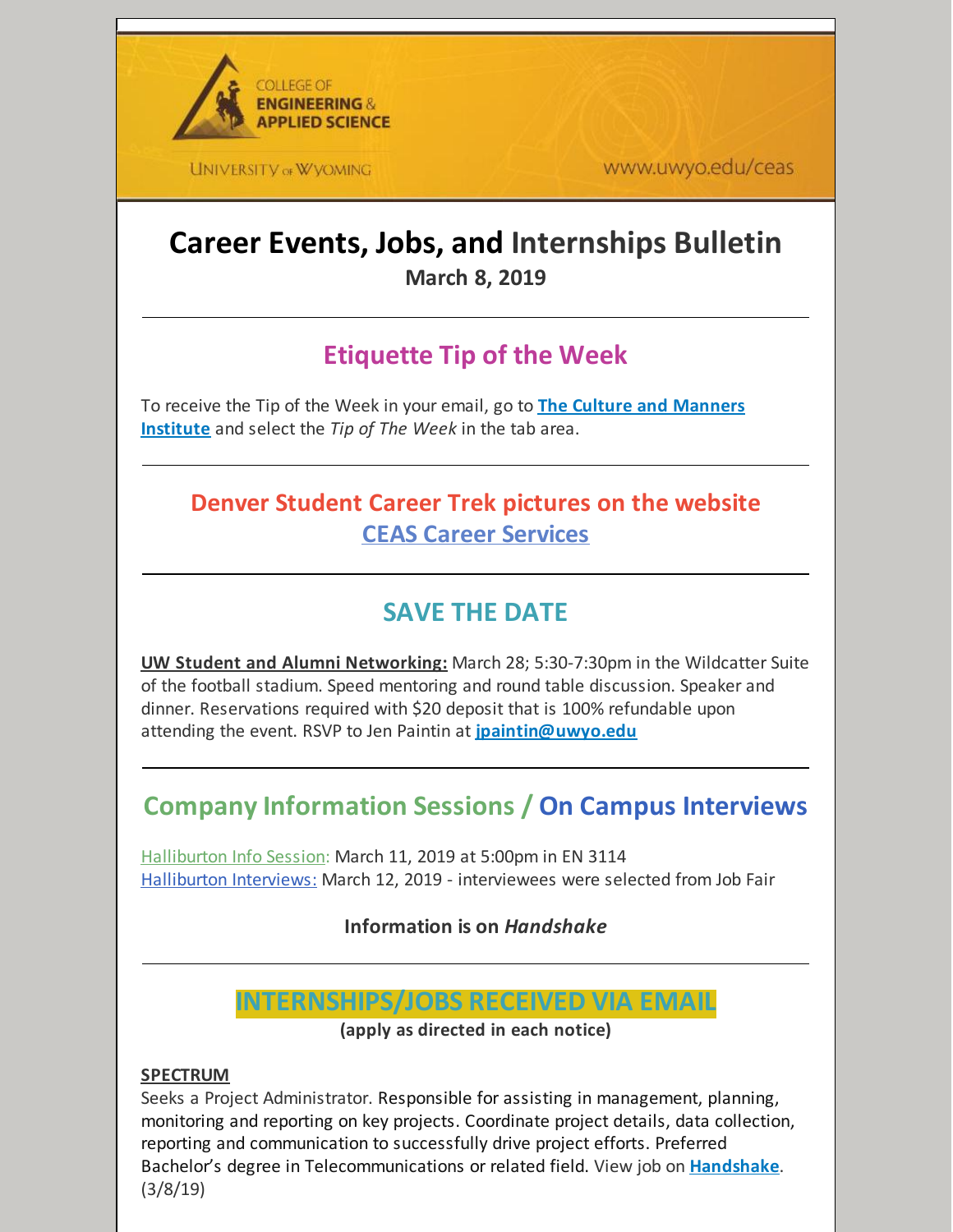COLLEGE OF ENGINEERING & APPLIED SCIENCE

UNIVERSITY of WYOMING

www.uwyo.edu/ceas

# Career Events, Jobs, and Internships Bulletin

**March 8, 2019**

---

## Etiquette Tip of the Week

To receive the Tip of the Week in your email, go to **The Culture and Manners Institute** and select the *Tip of The Week* in the tab area.

---

## Denver Student Career Trek pictures on the website

## CEAS Career Services

---

## SAVE THE DATE

**UW Student and Alumni Networking:** March 28; 5:30-7:30pm in the Wildcatter Suite of the football stadium. Speed mentoring and round table discussion. Speaker and dinner. Reservations required with $20 deposit that is 100% refundable upon attending the event. RSVP to Jen Paintin at **jpaintin@uwyo.edu**

---

## Company Information Sessions / On Campus Interviews

Halliburton Info Session: March 11, 2019 at 5:00pm in EN 3114
Halliburton Interviews: March 12, 2019 - interviewees were selected from Job Fair

**Information is on *Handshake***

---

## INTERNSHIPS/JOBS RECEIVED VIA EMAIL

**(apply as directed in each notice)**

**SPECTRUM**
Seeks a Project Administrator. Responsible for assisting in management, planning, monitoring and reporting on key projects. Coordinate project details, data collection, reporting and communication to successfully drive project efforts. Preferred Bachelor's degree in Telecommunications or related field. View job on **Handshake**. (3/8/19)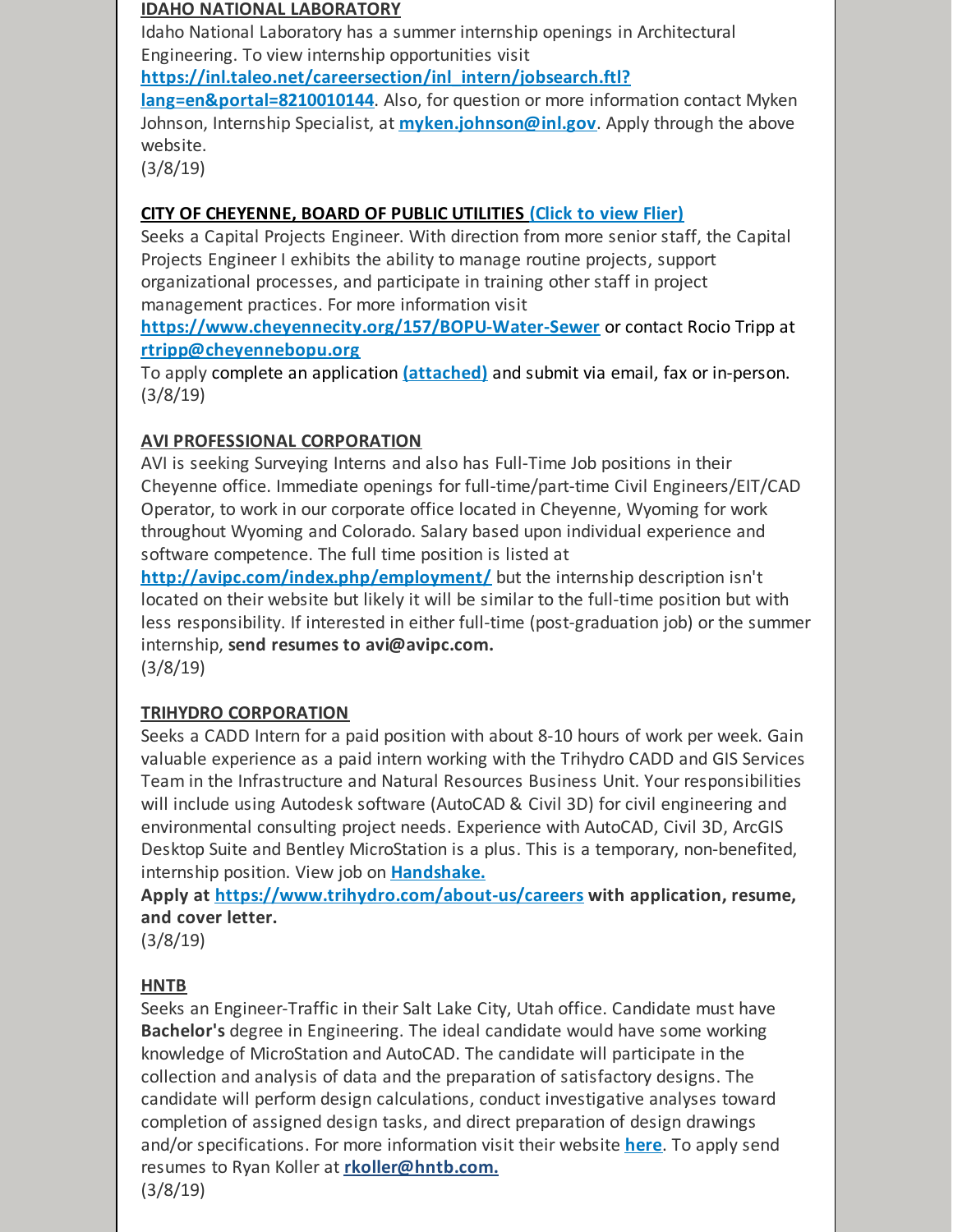**IDAHO NATIONAL LABORATORY**

Idaho National Laboratory has a summer internship openings in Architectural Engineering. To view internship opportunities visit **https://inl.taleo.net/careersection/inl_intern/jobsearch.ftl?lang=en&portal=8210010144**. Also, for question or more information contact Myken Johnson, Internship Specialist, at **myken.johnson@inl.gov**. Apply through the above website.
(3/8/19)

**CITY OF CHEYENNE, BOARD OF PUBLIC UTILITIES (Click to view Flier)**

Seeks a Capital Projects Engineer. With direction from more senior staff, the Capital Projects Engineer I exhibits the ability to manage routine projects, support organizational processes, and participate in training other staff in project management practices. For more information visit **https://www.cheyennecity.org/157/BOPU-Water-Sewer** or contact Rocio Tripp at **rtripp@cheyennebopu.org**
To apply complete an application **(attached)** and submit via email, fax or in-person.
(3/8/19)

**AVI PROFESSIONAL CORPORATION**

AVI is seeking Surveying Interns and also has Full-Time Job positions in their Cheyenne office. Immediate openings for full-time/part-time Civil Engineers/EIT/CAD Operator, to work in our corporate office located in Cheyenne, Wyoming for work throughout Wyoming and Colorado. Salary based upon individual experience and software competence. The full time position is listed at **http://avipc.com/index.php/employment/** but the internship description isn't located on their website but likely it will be similar to the full-time position but with less responsibility. If interested in either full-time (post-graduation job) or the summer internship, **send resumes to avi@avipc.com.**
(3/8/19)

**TRIHYDRO CORPORATION**

Seeks a CADD Intern for a paid position with about 8-10 hours of work per week. Gain valuable experience as a paid intern working with the Trihydro CADD and GIS Services Team in the Infrastructure and Natural Resources Business Unit. Your responsibilities will include using Autodesk software (AutoCAD & Civil 3D) for civil engineering and environmental consulting project needs. Experience with AutoCAD, Civil 3D, ArcGIS Desktop Suite and Bentley MicroStation is a plus. This is a temporary, non-benefited, internship position. View job on **Handshake.**
**Apply at https://www.trihydro.com/about-us/careers with application, resume, and cover letter.**
(3/8/19)

**HNTB**

Seeks an Engineer-Traffic in their Salt Lake City, Utah office. Candidate must have **Bachelor's** degree in Engineering. The ideal candidate would have some working knowledge of MicroStation and AutoCAD. The candidate will participate in the collection and analysis of data and the preparation of satisfactory designs. The candidate will perform design calculations, conduct investigative analyses toward completion of assigned design tasks, and direct preparation of design drawings and/or specifications. For more information visit their website **here**. To apply send resumes to Ryan Koller at **rkoller@hntb.com.**
(3/8/19)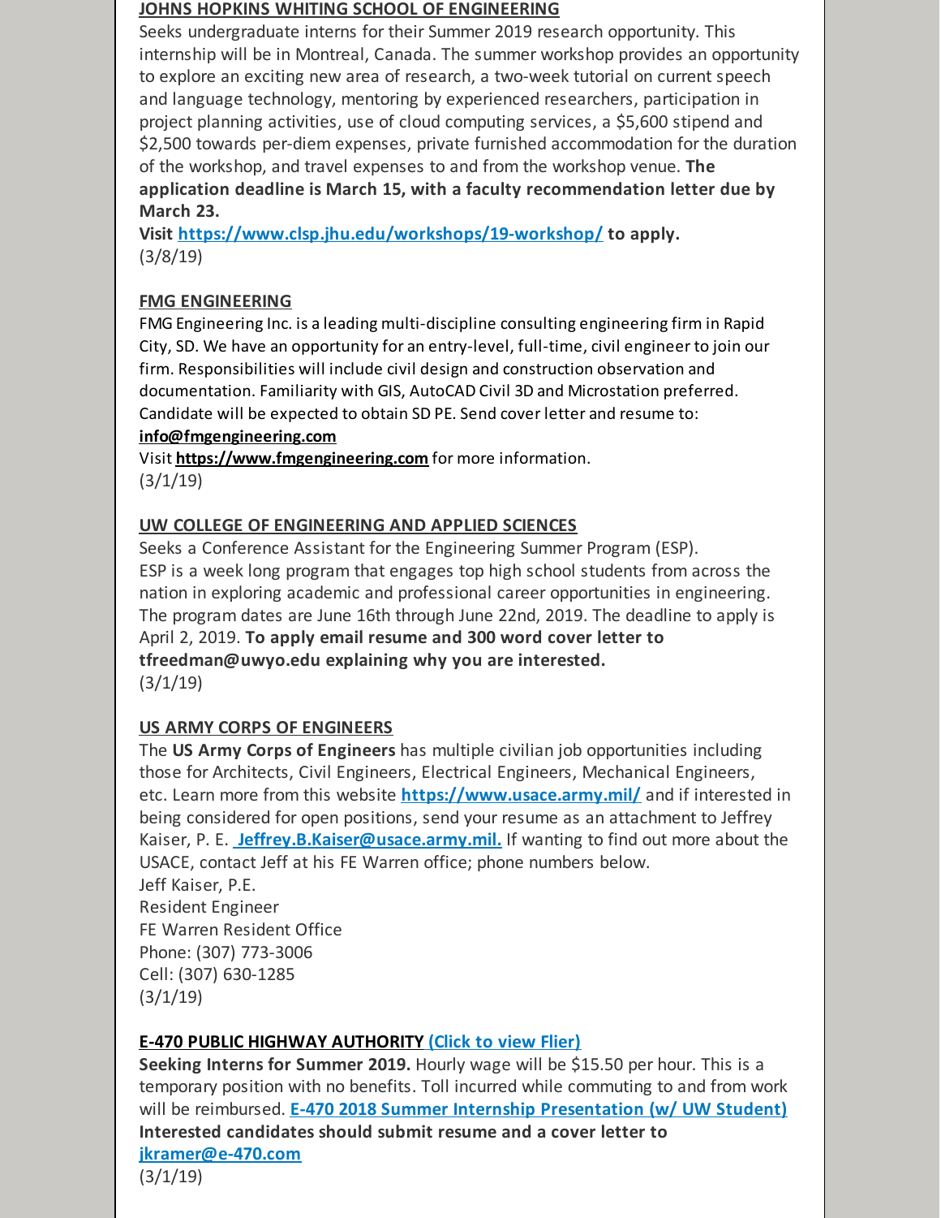**JOHNS HOPKINS WHITING SCHOOL OF ENGINEERING**

Seeks undergraduate interns for their Summer 2019 research opportunity. This internship will be in Montreal, Canada. The summer workshop provides an opportunity to explore an exciting new area of research, a two-week tutorial on current speech and language technology, mentoring by experienced researchers, participation in project planning activities, use of cloud computing services, a $5,600 stipend and $2,500 towards per-diem expenses, private furnished accommodation for the duration of the workshop, and travel expenses to and from the workshop venue. **The application deadline is March 15, with a faculty recommendation letter due by March 23.**

**Visit https://www.clsp.jhu.edu/workshops/19-workshop/ to apply.**

(3/8/19)

**FMG ENGINEERING**

FMG Engineering Inc. is a leading multi-discipline consulting engineering firm in Rapid City, SD. We have an opportunity for an entry-level, full-time, civil engineer to join our firm. Responsibilities will include civil design and construction observation and documentation. Familiarity with GIS, AutoCAD Civil 3D and Microstation preferred. Candidate will be expected to obtain SD PE. Send cover letter and resume to:

**info@fmgengineering.com**

Visit **https://www.fmgengineering.com** for more information.

(3/1/19)

**UW COLLEGE OF ENGINEERING AND APPLIED SCIENCES**

Seeks a Conference Assistant for the Engineering Summer Program (ESP). ESP is a week long program that engages top high school students from across the nation in exploring academic and professional career opportunities in engineering. The program dates are June 16th through June 22nd, 2019. The deadline to apply is April 2, 2019. **To apply email resume and 300 word cover letter to tfreedman@uwyo.edu explaining why you are interested.**

(3/1/19)

**US ARMY CORPS OF ENGINEERS**

The **US Army Corps of Engineers** has multiple civilian job opportunities including those for Architects, Civil Engineers, Electrical Engineers, Mechanical Engineers, etc. Learn more from this website **https://www.usace.army.mil/** and if interested in being considered for open positions, send your resume as an attachment to Jeffrey Kaiser, P. E. **Jeffrey.B.Kaiser@usace.army.mil.** If wanting to find out more about the USACE, contact Jeff at his FE Warren office; phone numbers below.

Jeff Kaiser, P.E.
Resident Engineer
FE Warren Resident Office
Phone: (307) 773-3006
Cell: (307) 630-1285

(3/1/19)

**E-470 PUBLIC HIGHWAY AUTHORITY (Click to view Flier)**

**Seeking Interns for Summer 2019.** Hourly wage will be $15.50 per hour. This is a temporary position with no benefits. Toll incurred while commuting to and from work will be reimbursed. **E-470 2018 Summer Internship Presentation (w/ UW Student)** **Interested candidates should submit resume and a cover letter to jkramer@e-470.com**

(3/1/19)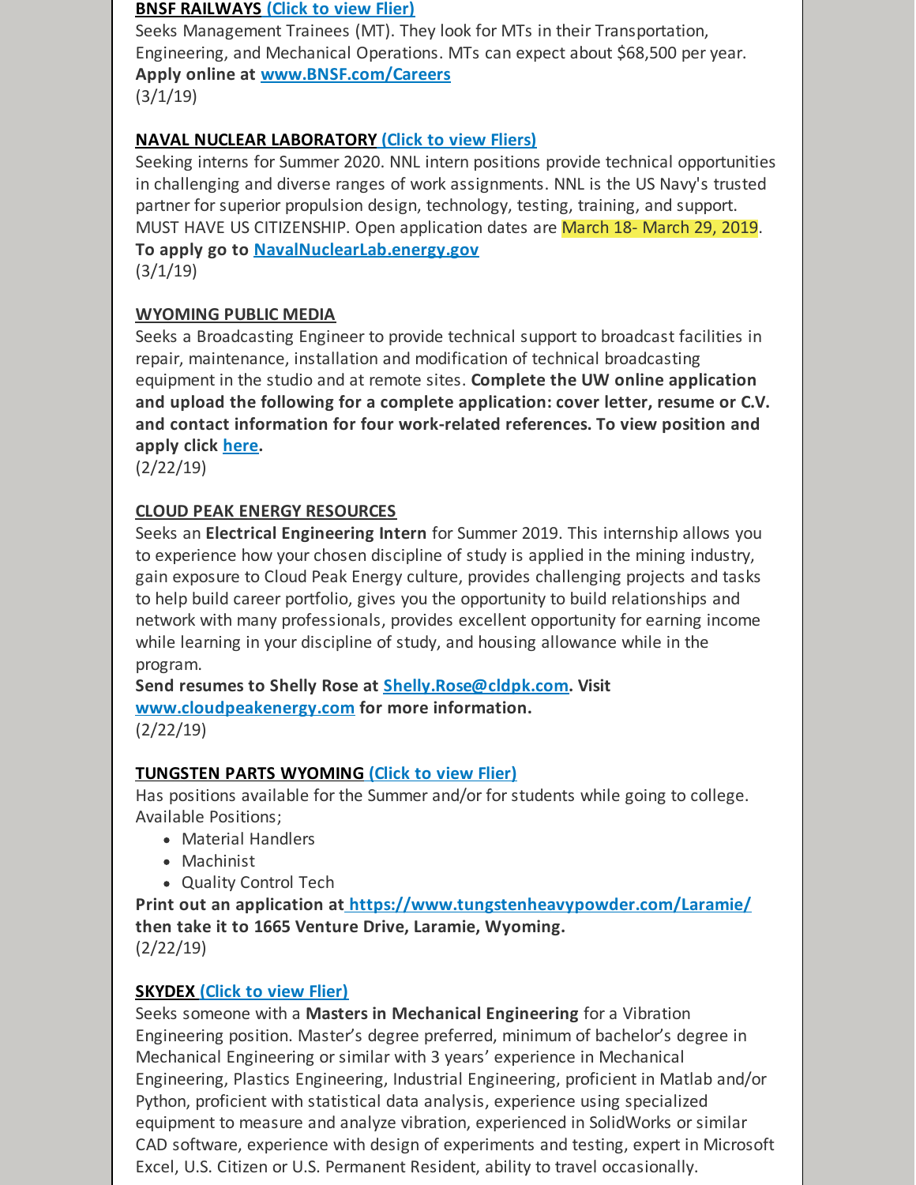**BNSF RAILWAYS (Click to view Flier)**

Seeks Management Trainees (MT). They look for MTs in their Transportation, Engineering, and Mechanical Operations. MTs can expect about $68,500 per year. **Apply online at www.BNSF.com/Careers**

(3/1/19)

**NAVAL NUCLEAR LABORATORY (Click to view Fliers)**

Seeking interns for Summer 2020. NNL intern positions provide technical opportunities in challenging and diverse ranges of work assignments. NNL is the US Navy's trusted partner for superior propulsion design, technology, testing, training, and support. MUST HAVE US CITIZENSHIP. Open application dates are March 18- March 29, 2019. **To apply go to NavalNuclearLab.energy.gov**

(3/1/19)

**WYOMING PUBLIC MEDIA**

Seeks a Broadcasting Engineer to provide technical support to broadcast facilities in repair, maintenance, installation and modification of technical broadcasting equipment in the studio and at remote sites. **Complete the UW online application and upload the following for a complete application: cover letter, resume or C.V. and contact information for four work-related references. To view position and apply click here.**

(2/22/19)

**CLOUD PEAK ENERGY RESOURCES**

Seeks an **Electrical Engineering Intern** for Summer 2019. This internship allows you to experience how your chosen discipline of study is applied in the mining industry, gain exposure to Cloud Peak Energy culture, provides challenging projects and tasks to help build career portfolio, gives you the opportunity to build relationships and network with many professionals, provides excellent opportunity for earning income while learning in your discipline of study, and housing allowance while in the program.

**Send resumes to Shelly Rose at Shelly.Rose@cldpk.com. Visit www.cloudpeakenergy.com for more information.**

(2/22/19)

**TUNGSTEN PARTS WYOMING (Click to view Flier)**

Has positions available for the Summer and/or for students while going to college. Available Positions;

- Material Handlers
- Machinist
- Quality Control Tech

**Print out an application at https://www.tungstenheavypowder.com/Laramie/ then take it to 1665 Venture Drive, Laramie, Wyoming.**

(2/22/19)

**SKYDEX (Click to view Flier)**

Seeks someone with a **Masters in Mechanical Engineering** for a Vibration Engineering position. Master's degree preferred, minimum of bachelor's degree in Mechanical Engineering or similar with 3 years' experience in Mechanical Engineering, Plastics Engineering, Industrial Engineering, proficient in Matlab and/or Python, proficient with statistical data analysis, experience using specialized equipment to measure and analyze vibration, experienced in SolidWorks or similar CAD software, experience with design of experiments and testing, expert in Microsoft Excel, U.S. Citizen or U.S. Permanent Resident, ability to travel occasionally.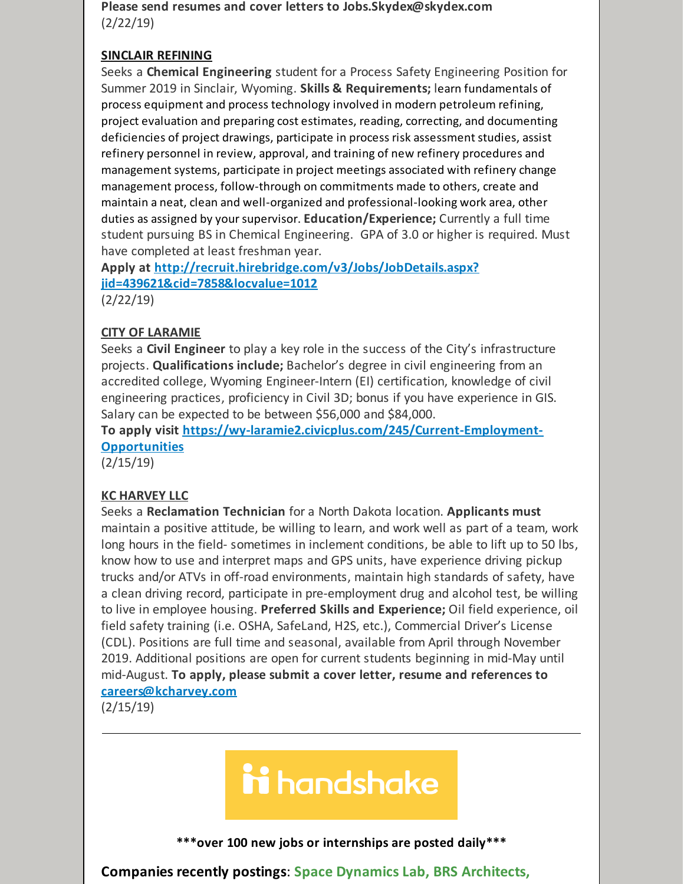**Please send resumes and cover letters to Jobs.Skydex@skydex.com**
(2/22/19)

**SINCLAIR REFINING**

Seeks a **Chemical Engineering** student for a Process Safety Engineering Position for Summer 2019 in Sinclair, Wyoming. **Skills & Requirements;** learn fundamentals of process equipment and process technology involved in modern petroleum refining, project evaluation and preparing cost estimates, reading, correcting, and documenting deficiencies of project drawings, participate in process risk assessment studies, assist refinery personnel in review, approval, and training of new refinery procedures and management systems, participate in project meetings associated with refinery change management process, follow-through on commitments made to others, create and maintain a neat, clean and well-organized and professional-looking work area, other duties as assigned by your supervisor. **Education/Experience;** Currently a full time student pursuing BS in Chemical Engineering. GPA of 3.0 or higher is required. Must have completed at least freshman year.

**Apply at [http://recruit.hirebridge.com/v3/Jobs/JobDetails.aspx?jid=439621&cid=7858&locvalue=1012](http://recruit.hirebridge.com/v3/Jobs/JobDetails.aspx?jid=439621&cid=7858&locvalue=1012)**
(2/22/19)

**CITY OF LARAMIE**

Seeks a **Civil Engineer** to play a key role in the success of the City's infrastructure projects. **Qualifications include;** Bachelor's degree in civil engineering from an accredited college, Wyoming Engineer-Intern (EI) certification, knowledge of civil engineering practices, proficiency in Civil 3D; bonus if you have experience in GIS. Salary can be expected to be between $56,000 and $84,000.

**To apply visit [https://wy-laramie2.civicplus.com/245/Current-Employment-Opportunities](https://wy-laramie2.civicplus.com/245/Current-Employment-Opportunities)**
(2/15/19)

**KC HARVEY LLC**

Seeks a **Reclamation Technician** for a North Dakota location. **Applicants must** maintain a positive attitude, be willing to learn, and work well as part of a team, work long hours in the field- sometimes in inclement conditions, be able to lift up to 50 lbs, know how to use and interpret maps and GPS units, have experience driving pickup trucks and/or ATVs in off-road environments, maintain high standards of safety, have a clean driving record, participate in pre-employment drug and alcohol test, be willing to live in employee housing. **Preferred Skills and Experience;** Oil field experience, oil field safety training (i.e. OSHA, SafeLand, H2S, etc.), Commercial Driver's License (CDL). Positions are full time and seasonal, available from April through November 2019. Additional positions are open for current students beginning in mid-May until mid-August. **To apply, please submit a cover letter, resume and references to [careers@kcharvey.com](mailto:careers@kcharvey.com)**
(2/15/19)

---

handshake

**\*\*\*over 100 new jobs or internships are posted daily\*\*\***

**Companies recently postings**: **Space Dynamics Lab, BRS Architects,**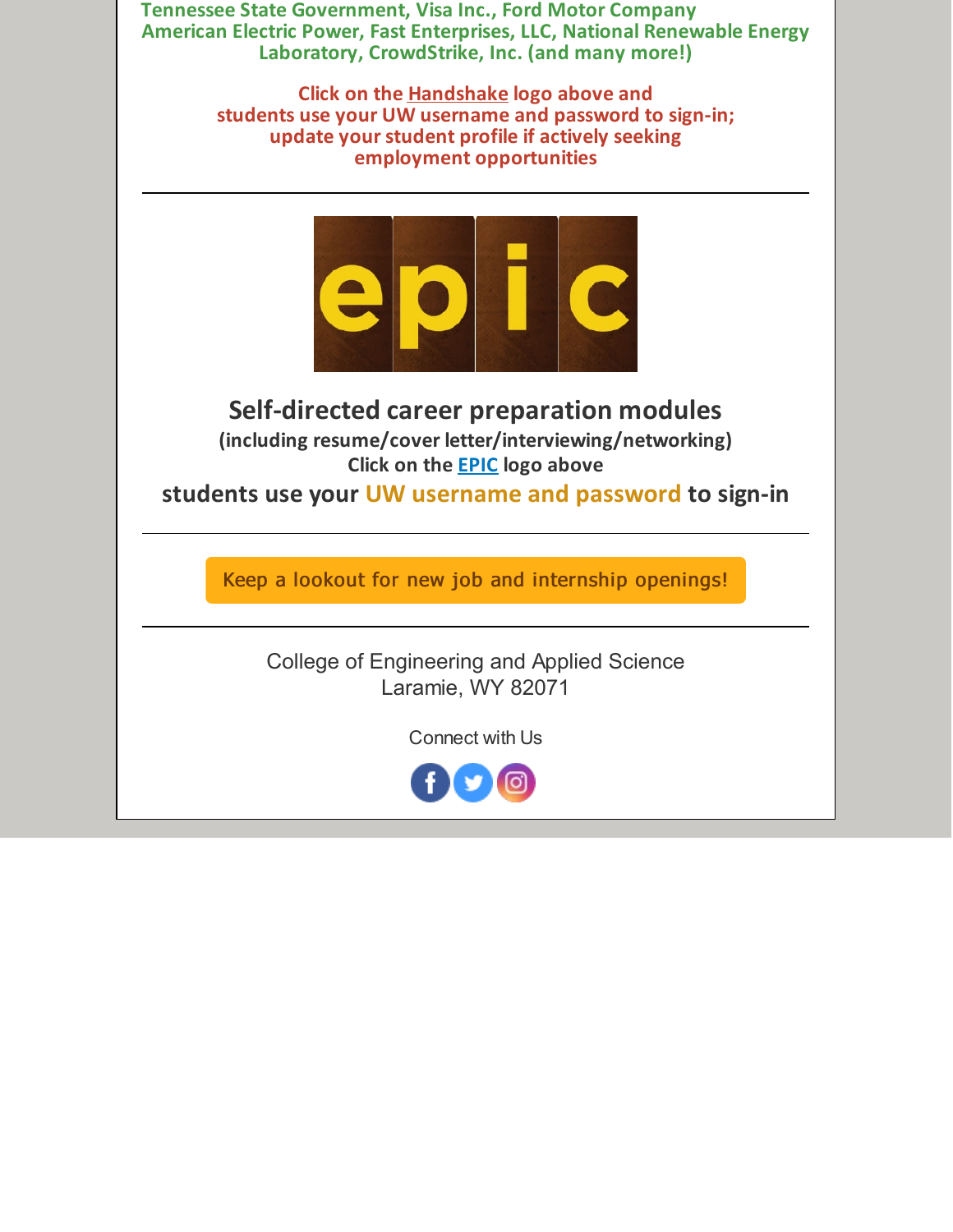**Tennessee State Government, Visa Inc., Ford Motor Company American Electric Power, Fast Enterprises, LLC, National Renewable Energy Laboratory, CrowdStrike, Inc. (and many more!)**

**Click on the Handshake logo above and students use your UW username and password to sign-in; update your student profile if actively seeking employment opportunities**

---

epic

## Self-directed career preparation modules

**(including resume/cover letter/interviewing/networking)**

**Click on the EPIC logo above**

**students use your UW username and password to sign-in**

---

Keep a lookout for new job and internship openings!

---

College of Engineering and Applied Science
Laramie, WY 82071

Connect with Us